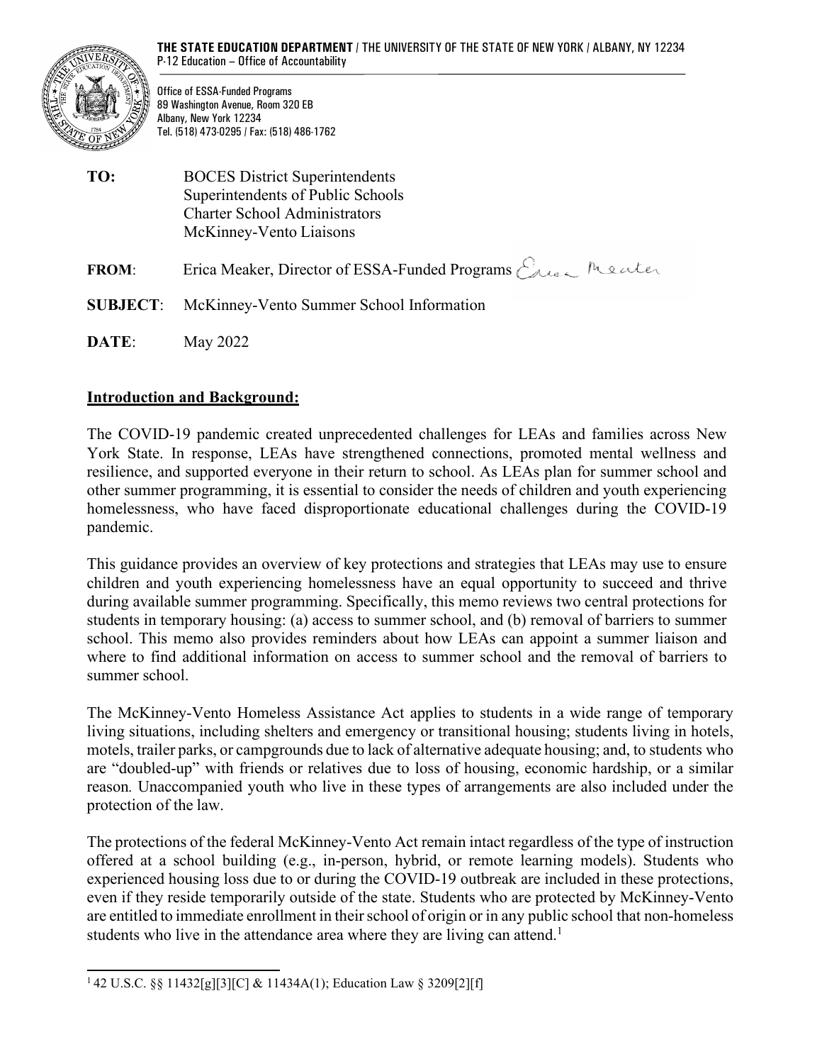**THE STATE EDUCATION DEPARTMENT** / THE UNIVERSITY OF THE STATE OF NEW YORK / ALBANY, NY 12234
P-12 Education – Office of Accountability

Office of ESSA-Funded Programs
89 Washington Avenue, Room 320 EB
Albany, New York 12234
Tel. (518) 473-0295 / Fax: (518) 486-1762

**TO:** BOCES District Superintendents
Superintendents of Public Schools
Charter School Administrators
McKinney-Vento Liaisons

**FROM**: Erica Meaker, Director of ESSA-Funded Programs

**SUBJECT**: McKinney-Vento Summer School Information

**DATE**: May 2022

## Introduction and Background:

The COVID-19 pandemic created unprecedented challenges for LEAs and families across New York State. In response, LEAs have strengthened connections, promoted mental wellness and resilience, and supported everyone in their return to school. As LEAs plan for summer school and other summer programming, it is essential to consider the needs of children and youth experiencing homelessness, who have faced disproportionate educational challenges during the COVID-19 pandemic.

This guidance provides an overview of key protections and strategies that LEAs may use to ensure children and youth experiencing homelessness have an equal opportunity to succeed and thrive during available summer programming. Specifically, this memo reviews two central protections for students in temporary housing: (a) access to summer school, and (b) removal of barriers to summer school. This memo also provides reminders about how LEAs can appoint a summer liaison and where to find additional information on access to summer school and the removal of barriers to summer school.

The McKinney-Vento Homeless Assistance Act applies to students in a wide range of temporary living situations, including shelters and emergency or transitional housing; students living in hotels, motels, trailer parks, or campgrounds due to lack of alternative adequate housing; and, to students who are "doubled-up" with friends or relatives due to loss of housing, economic hardship, or a similar reason. Unaccompanied youth who live in these types of arrangements are also included under the protection of the law.

The protections of the federal McKinney-Vento Act remain intact regardless of the type of instruction offered at a school building (e.g., in-person, hybrid, or remote learning models). Students who experienced housing loss due to or during the COVID-19 outbreak are included in these protections, even if they reside temporarily outside of the state. Students who are protected by McKinney-Vento are entitled to immediate enrollment in their school of origin or in any public school that non-homeless students who live in the attendance area where they are living can attend.[1]

[1] 42 U.S.C. §§ 11432[g][3][C] & 11434A(1); Education Law § 3209[2][f]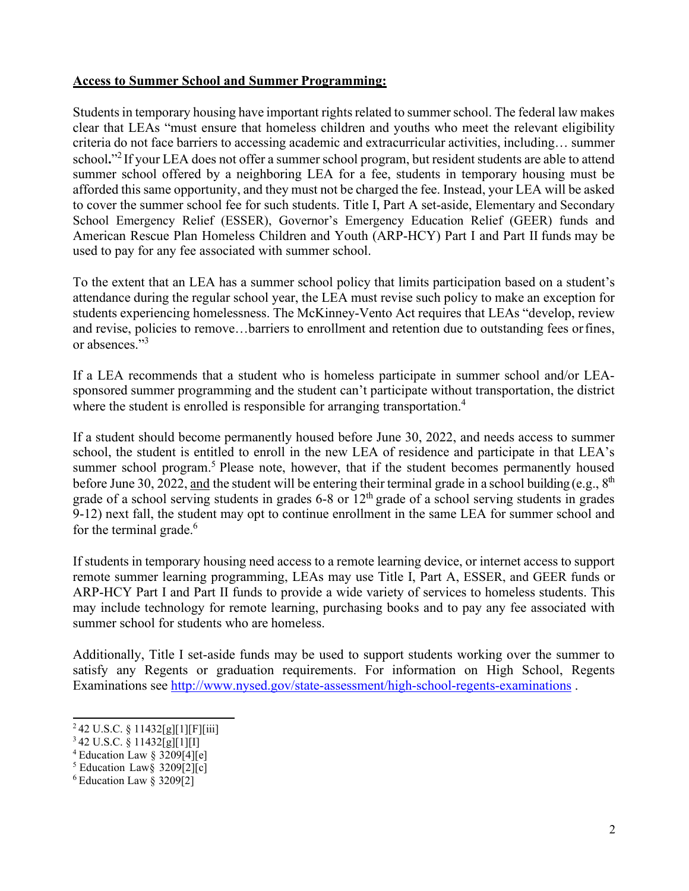**Access to Summer School and Summer Programming:**

Students in temporary housing have important rights related to summer school. The federal law makes clear that LEAs "must ensure that homeless children and youths who meet the relevant eligibility criteria do not face barriers to accessing academic and extracurricular activities, including… summer school**.**"[2] If your LEA does not offer a summer school program, but resident students are able to attend summer school offered by a neighboring LEA for a fee, students in temporary housing must be afforded this same opportunity, and they must not be charged the fee. Instead, your LEA will be asked to cover the summer school fee for such students. Title I, Part A set-aside, Elementary and Secondary School Emergency Relief (ESSER), Governor's Emergency Education Relief (GEER) funds and American Rescue Plan Homeless Children and Youth (ARP-HCY) Part I and Part II funds may be used to pay for any fee associated with summer school.

To the extent that an LEA has a summer school policy that limits participation based on a student's attendance during the regular school year, the LEA must revise such policy to make an exception for students experiencing homelessness. The McKinney-Vento Act requires that LEAs "develop, review and revise, policies to remove…barriers to enrollment and retention due to outstanding fees or fines, or absences."[3]

If a LEA recommends that a student who is homeless participate in summer school and/or LEA-sponsored summer programming and the student can't participate without transportation, the district where the student is enrolled is responsible for arranging transportation.[4]

If a student should become permanently housed before June 30, 2022, and needs access to summer school, the student is entitled to enroll in the new LEA of residence and participate in that LEA's summer school program.[5] Please note, however, that if the student becomes permanently housed before June 30, 2022, <u>and</u> the student will be entering their terminal grade in a school building (e.g., 8th grade of a school serving students in grades 6-8 or 12th grade of a school serving students in grades 9-12) next fall, the student may opt to continue enrollment in the same LEA for summer school and for the terminal grade.[6]

If students in temporary housing need access to a remote learning device, or internet access to support remote summer learning programming, LEAs may use Title I, Part A, ESSER, and GEER funds or ARP-HCY Part I and Part II funds to provide a wide variety of services to homeless students. This may include technology for remote learning, purchasing books and to pay any fee associated with summer school for students who are homeless.

Additionally, Title I set-aside funds may be used to support students working over the summer to satisfy any Regents or graduation requirements. For information on High School, Regents Examinations see http://www.nysed.gov/state-assessment/high-school-regents-examinations .

---

[2] 42 U.S.C. § 11432[g][1][F][iii]
[3] 42 U.S.C. § 11432[g][1][I]
[4] Education Law § 3209[4][e]
[5] Education Law§ 3209[2][c]
[6] Education Law § 3209[2]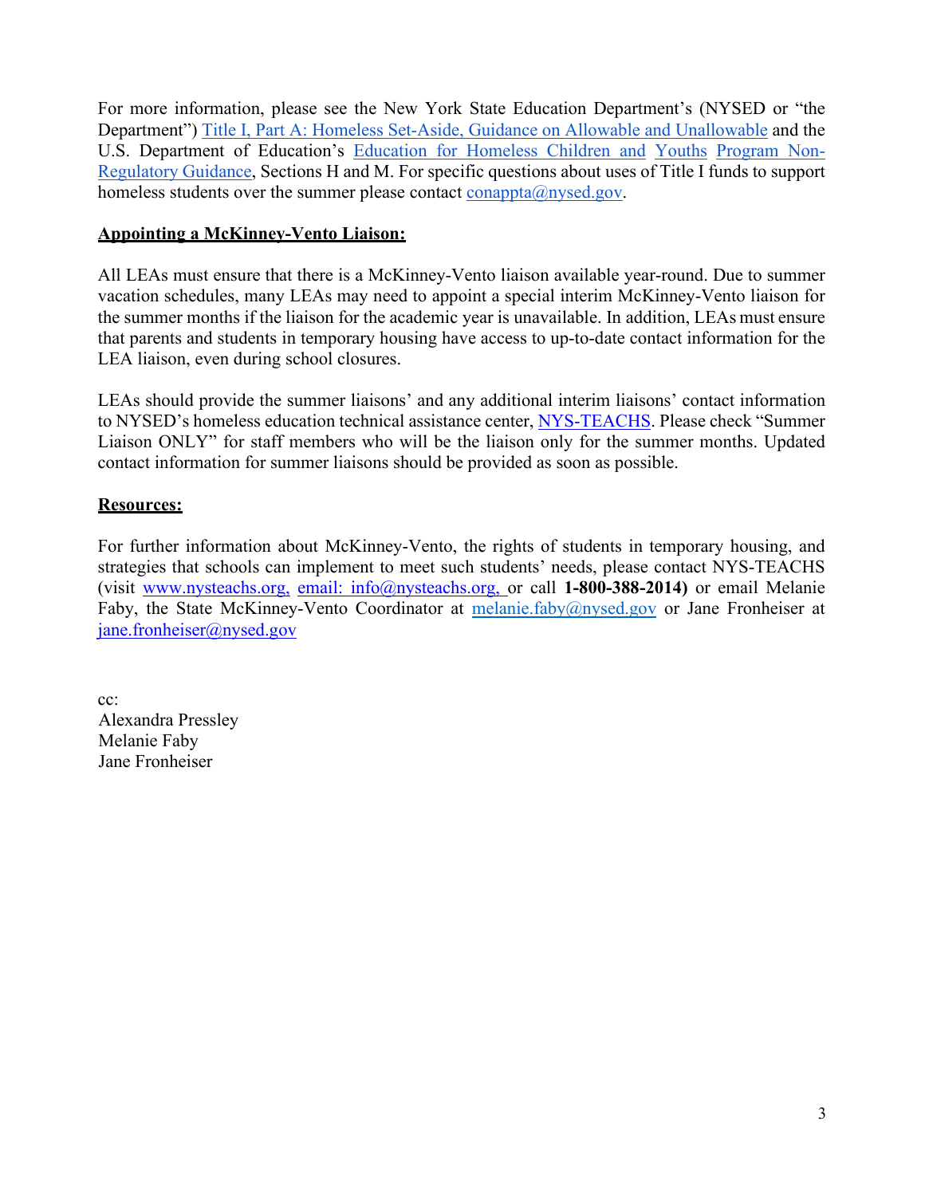For more information, please see the New York State Education Department's (NYSED or "the Department") Title I, Part A: Homeless Set-Aside, Guidance on Allowable and Unallowable and the U.S. Department of Education's Education for Homeless Children and Youths Program Non-Regulatory Guidance, Sections H and M. For specific questions about uses of Title I funds to support homeless students over the summer please contact conappta@nysed.gov.

## Appointing a McKinney-Vento Liaison:

All LEAs must ensure that there is a McKinney-Vento liaison available year-round. Due to summer vacation schedules, many LEAs may need to appoint a special interim McKinney-Vento liaison for the summer months if the liaison for the academic year is unavailable. In addition, LEAs must ensure that parents and students in temporary housing have access to up-to-date contact information for the LEA liaison, even during school closures.

LEAs should provide the summer liaisons' and any additional interim liaisons' contact information to NYSED's homeless education technical assistance center, NYS-TEACHS. Please check "Summer Liaison ONLY" for staff members who will be the liaison only for the summer months. Updated contact information for summer liaisons should be provided as soon as possible.

## Resources:

For further information about McKinney-Vento, the rights of students in temporary housing, and strategies that schools can implement to meet such students' needs, please contact NYS-TEACHS (visit www.nysteachs.org, email: info@nysteachs.org, or call **1-800-388-2014)** or email Melanie Faby, the State McKinney-Vento Coordinator at melanie.faby@nysed.gov or Jane Fronheiser at jane.fronheiser@nysed.gov

cc:
Alexandra Pressley
Melanie Faby
Jane Fronheiser